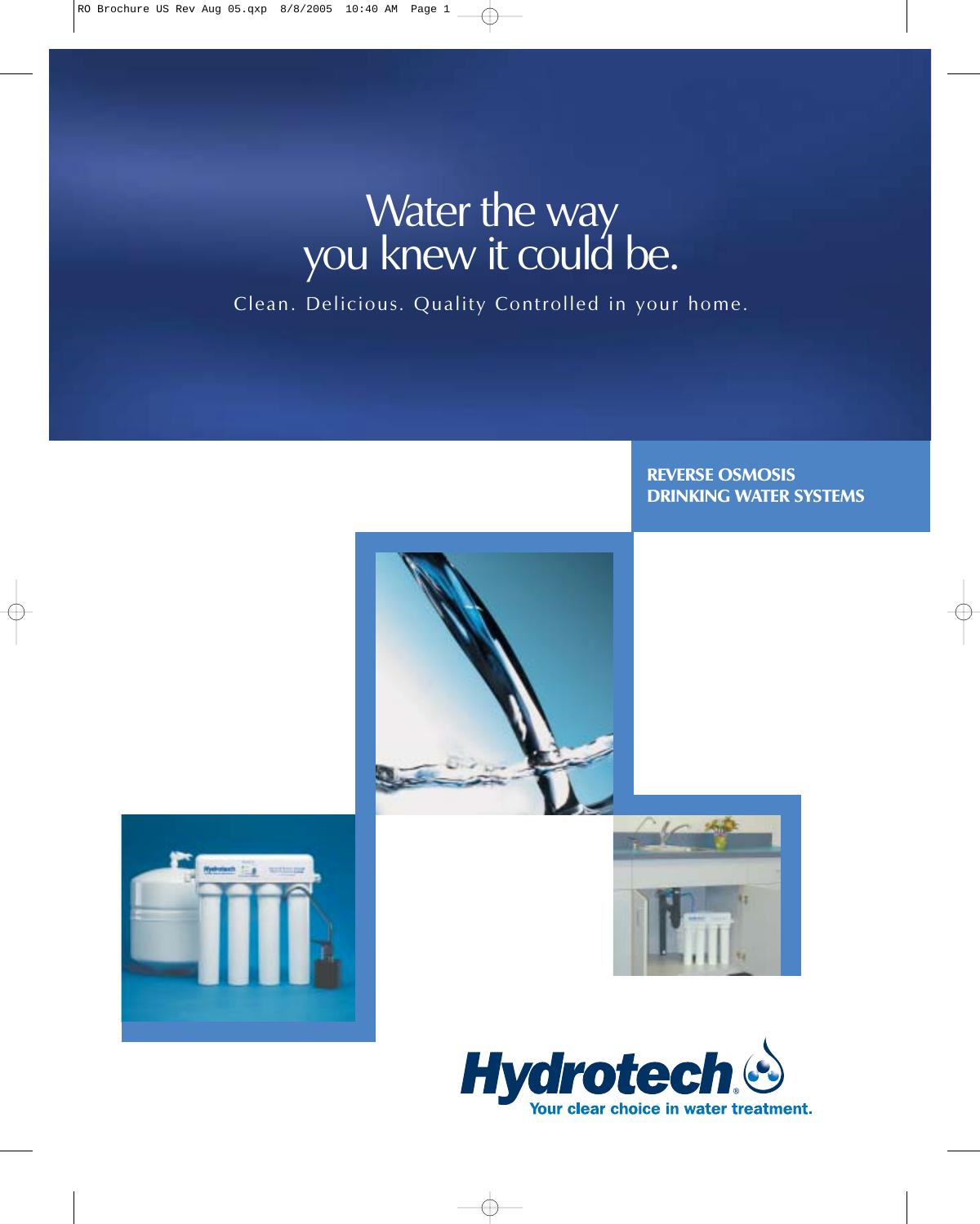# Water the way you knew it could be.

Clean. Delicious. Quality Controlled in your home.

**REVERSE OSMOSIS DRINKING WATER SYSTEMS**

**Hydrotech®**

Your clear choice in water treatment.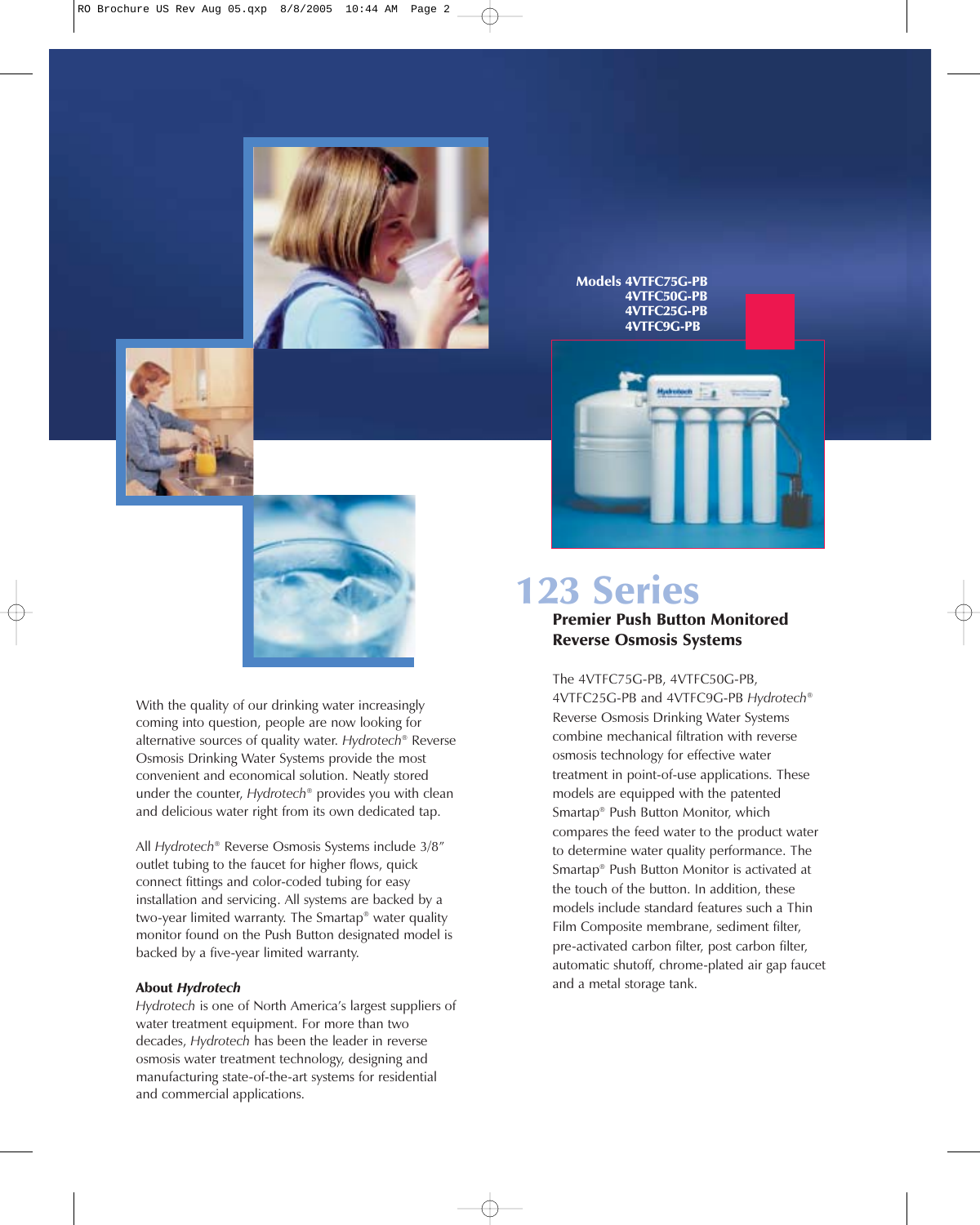Models 4VTFC75G-PB
4VTFC50G-PB
4VTFC25G-PB
4VTFC9G-PB

# 123 Series

## Premier Push Button Monitored Reverse Osmosis Systems

With the quality of our drinking water increasingly coming into question, people are now looking for alternative sources of quality water. *Hydrotech*® Reverse Osmosis Drinking Water Systems provide the most convenient and economical solution. Neatly stored under the counter, *Hydrotech*® provides you with clean and delicious water right from its own dedicated tap.

All *Hydrotech*® Reverse Osmosis Systems include 3/8" outlet tubing to the faucet for higher flows, quick connect fittings and color-coded tubing for easy installation and servicing. All systems are backed by a two-year limited warranty. The Smartap® water quality monitor found on the Push Button designated model is backed by a five-year limited warranty.

**About *Hydrotech***

*Hydrotech* is one of North America's largest suppliers of water treatment equipment. For more than two decades, *Hydrotech* has been the leader in reverse osmosis water treatment technology, designing and manufacturing state-of-the-art systems for residential and commercial applications.

The 4VTFC75G-PB, 4VTFC50G-PB, 4VTFC25G-PB and 4VTFC9G-PB *Hydrotech*® Reverse Osmosis Drinking Water Systems combine mechanical filtration with reverse osmosis technology for effective water treatment in point-of-use applications. These models are equipped with the patented Smartap® Push Button Monitor, which compares the feed water to the product water to determine water quality performance. The Smartap® Push Button Monitor is activated at the touch of the button. In addition, these models include standard features such a Thin Film Composite membrane, sediment filter, pre-activated carbon filter, post carbon filter, automatic shutoff, chrome-plated air gap faucet and a metal storage tank.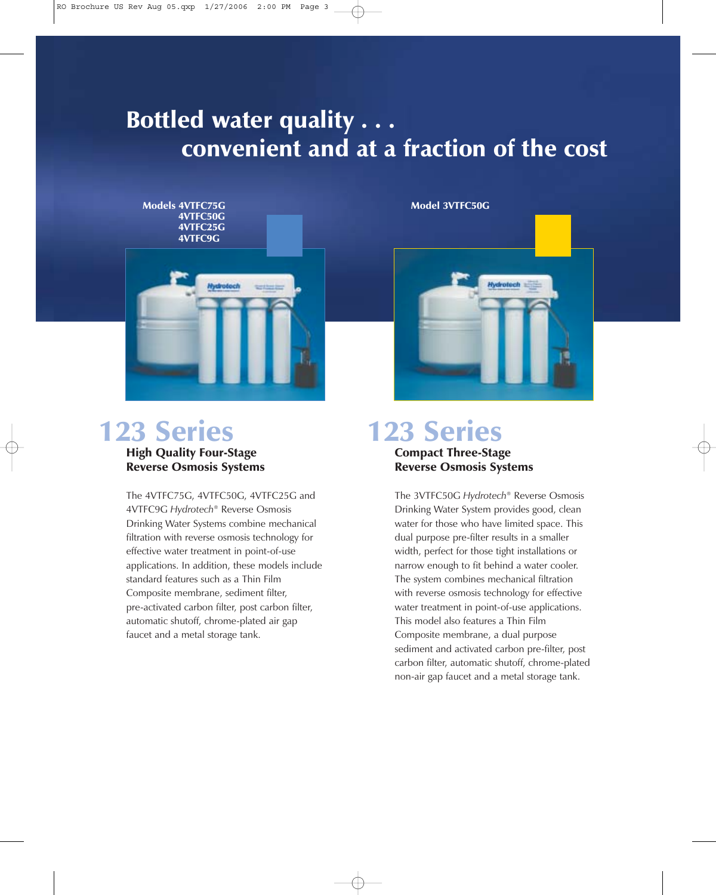# Bottled water quality . . .
# convenient and at a fraction of the cost

**Models 4VTFC75G**
**4VTFC50G**
**4VTFC25G**
**4VTFC9G**

## 123 Series

### High Quality Four-Stage Reverse Osmosis Systems

The 4VTFC75G, 4VTFC50G, 4VTFC25G and 4VTFC9G *Hydrotech*® Reverse Osmosis Drinking Water Systems combine mechanical filtration with reverse osmosis technology for effective water treatment in point-of-use applications. In addition, these models include standard features such as a Thin Film Composite membrane, sediment filter, pre-activated carbon filter, post carbon filter, automatic shutoff, chrome-plated air gap faucet and a metal storage tank.

**Model 3VTFC50G**

## 123 Series

### Compact Three-Stage Reverse Osmosis Systems

The 3VTFC50G *Hydrotech*® Reverse Osmosis Drinking Water System provides good, clean water for those who have limited space. This dual purpose pre-filter results in a smaller width, perfect for those tight installations or narrow enough to fit behind a water cooler. The system combines mechanical filtration with reverse osmosis technology for effective water treatment in point-of-use applications. This model also features a Thin Film Composite membrane, a dual purpose sediment and activated carbon pre-filter, post carbon filter, automatic shutoff, chrome-plated non-air gap faucet and a metal storage tank.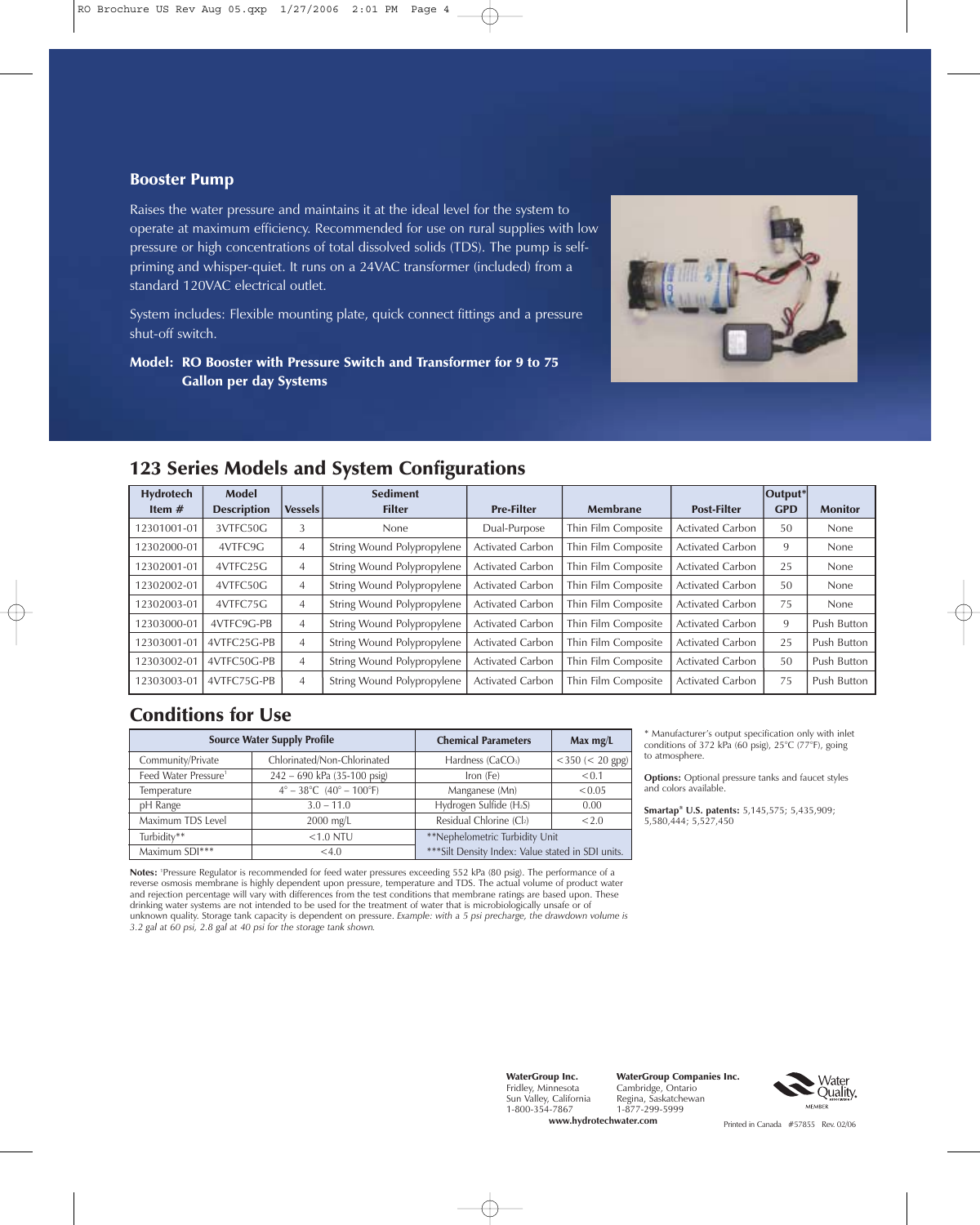## Booster Pump

Raises the water pressure and maintains it at the ideal level for the system to operate at maximum efficiency. Recommended for use on rural supplies with low pressure or high concentrations of total dissolved solids (TDS). The pump is self-priming and whisper-quiet. It runs on a 24VAC transformer (included) from a standard 120VAC electrical outlet.

System includes: Flexible mounting plate, quick connect fittings and a pressure shut-off switch.

**Model: RO Booster with Pressure Switch and Transformer for 9 to 75 Gallon per day Systems**

## 123 Series Models and System Configurations

| Hydrotech Item # | Model Description | Vessels | Sediment Filter | Pre-Filter | Membrane | Post-Filter | Output* GPD | Monitor |
|---|---|---|---|---|---|---|---|---|
| 12301001-01 | 3VTFC50G | 3 | None | Dual-Purpose | Thin Film Composite | Activated Carbon | 50 | None |
| 12302000-01 | 4VTFC9G | 4 | String Wound Polypropylene | Activated Carbon | Thin Film Composite | Activated Carbon | 9 | None |
| 12302001-01 | 4VTFC25G | 4 | String Wound Polypropylene | Activated Carbon | Thin Film Composite | Activated Carbon | 25 | None |
| 12302002-01 | 4VTFC50G | 4 | String Wound Polypropylene | Activated Carbon | Thin Film Composite | Activated Carbon | 50 | None |
| 12302003-01 | 4VTFC75G | 4 | String Wound Polypropylene | Activated Carbon | Thin Film Composite | Activated Carbon | 75 | None |
| 12303000-01 | 4VTFC9G-PB | 4 | String Wound Polypropylene | Activated Carbon | Thin Film Composite | Activated Carbon | 9 | Push Button |
| 12303001-01 | 4VTFC25G-PB | 4 | String Wound Polypropylene | Activated Carbon | Thin Film Composite | Activated Carbon | 25 | Push Button |
| 12303002-01 | 4VTFC50G-PB | 4 | String Wound Polypropylene | Activated Carbon | Thin Film Composite | Activated Carbon | 50 | Push Button |
| 12303003-01 | 4VTFC75G-PB | 4 | String Wound Polypropylene | Activated Carbon | Thin Film Composite | Activated Carbon | 75 | Push Button |

## Conditions for Use

| Source Water Supply Profile | | Chemical Parameters | Max mg/L |
|---|---|---|---|
| Community/Private | Chlorinated/Non-Chlorinated | Hardness ($CaCO_3$) | <350 (< 20 gpg) |
| Feed Water Pressure[1] | 242 – 690 kPa (35-100 psig) | Iron (Fe) | <0.1 |
| Temperature | 4° – 38°C (40° – 100°F) | Manganese (Mn) | <0.05 |
| pH Range | 3.0 – 11.0 | Hydrogen Sulfide ($H_2S$) | 0.00 |
| Maximum TDS Level | 2000 mg/L | Residual Chlorine ($Cl_2$) | <2.0 |
| Turbidity** | <1.0 NTU | **Nephelometric Turbidity Unit | |
| Maximum SDI*** | <4.0 | ***Silt Density Index: Value stated in SDI units. | |

**Notes:** [1]Pressure Regulator is recommended for feed water pressures exceeding 552 kPa (80 psig). The performance of a reverse osmosis membrane is highly dependent upon pressure, temperature and TDS. The actual volume of product water and rejection percentage will vary with differences from the test conditions that membrane ratings are based upon. These drinking water systems are not intended to be used for the treatment of water that is microbiologically unsafe or of unknown quality. Storage tank capacity is dependent on pressure. *Example: with a 5 psi precharge, the drawdown volume is 3.2 gal at 60 psi, 2.8 gal at 40 psi for the storage tank shown.*

* Manufacturer's output specification only with inlet conditions of 372 kPa (60 psig), 25°C (77°F), going to atmosphere.

**Options:** Optional pressure tanks and faucet styles and colors available.

**Smartap® U.S. patents:** 5,145,575; 5,435,909; 5,580,444; 5,527,450

**WaterGroup Inc.**
Fridley, Minnesota
Sun Valley, California
1-800-354-7867

**WaterGroup Companies Inc.**
Cambridge, Ontario
Regina, Saskatchewan
1-877-299-5999

**www.hydrotechwater.com**

Water Quality Association MEMBER

Printed in Canada #57855 Rev. 02/06